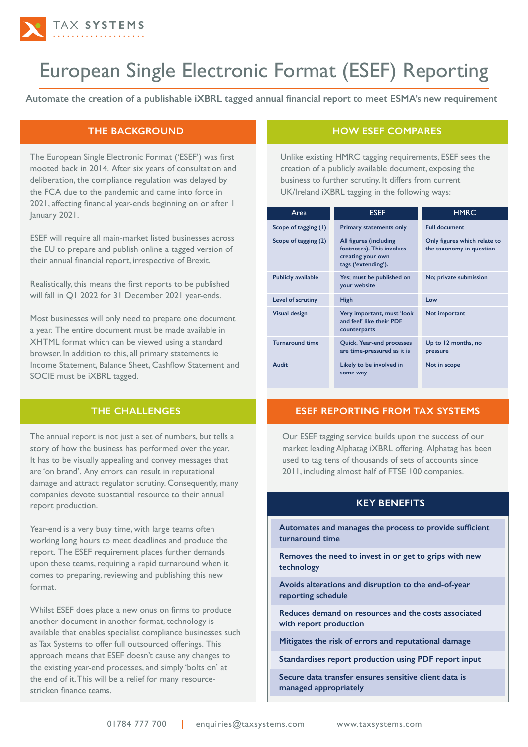TAX SYSTEMS

# European Single Electronic Format (ESEF) Reporting

**Automate the creation of a publishable iXBRL tagged annual financial report to meet ESMA's new requirement**

## THE BACKGROUND

The European Single Electronic Format ('ESEF') was first mooted back in 2014. After six years of consultation and deliberation, the compliance regulation was delayed by the FCA due to the pandemic and came into force in 2021, affecting financial year-ends beginning on or after 1 January 2021.

ESEF will require all main-market listed businesses across the EU to prepare and publish online a tagged version of their annual financial report, irrespective of Brexit.

Realistically, this means the first reports to be published will fall in Q1 2022 for 31 December 2021 year-ends.

Most businesses will only need to prepare one document a year. The entire document must be made available in XHTML format which can be viewed using a standard browser. In addition to this, all primary statements ie Income Statement, Balance Sheet, Cashflow Statement and SOCIE must be iXBRL tagged.

## THE CHALLENGES

The annual report is not just a set of numbers, but tells a story of how the business has performed over the year. It has to be visually appealing and convey messages that are 'on brand'. Any errors can result in reputational damage and attract regulator scrutiny. Consequently, many companies devote substantial resource to their annual report production.

Year-end is a very busy time, with large teams often working long hours to meet deadlines and produce the report. The ESEF requirement places further demands upon these teams, requiring a rapid turnaround when it comes to preparing, reviewing and publishing this new format.

Whilst ESEF does place a new onus on firms to produce another document in another format, technology is available that enables specialist compliance businesses such as Tax Systems to offer full outsourced offerings. This approach means that ESEF doesn't cause any changes to the existing year-end processes, and simply 'bolts on' at the end of it. This will be a relief for many resource-stricken finance teams.

## HOW ESEF COMPARES

Unlike existing HMRC tagging requirements, ESEF sees the creation of a publicly available document, exposing the business to further scrutiny. It differs from current UK/Ireland iXBRL tagging in the following ways:

| Area | ESEF | HMRC |
|---|---|---|
| Scope of tagging (1) | Primary statements only | Full document |
| Scope of tagging (2) | All figures (including footnotes). This involves creating your own tags ('extending'). | Only figures which relate to the taxonomy in question |
| Publicly available | Yes; must be published on your website | No; private submission |
| Level of scrutiny | High | Low |
| Visual design | Very important, must 'look and feel' like their PDF counterparts | Not important |
| Turnaround time | Quick. Year-end processes are time-pressured as it is | Up to 12 months, no pressure |
| Audit | Likely to be involved in some way | Not in scope |

## ESEF REPORTING FROM TAX SYSTEMS

Our ESEF tagging service builds upon the success of our market leading Alphatag iXBRL offering. Alphatag has been used to tag tens of thousands of sets of accounts since 2011, including almost half of FTSE 100 companies.

## KEY BENEFITS

- **Automates and manages the process to provide sufficient turnaround time**
- **Removes the need to invest in or get to grips with new technology**
- **Avoids alterations and disruption to the end-of-year reporting schedule**
- **Reduces demand on resources and the costs associated with report production**
- **Mitigates the risk of errors and reputational damage**
- **Standardises report production using PDF report input**
- **Secure data transfer ensures sensitive client data is managed appropriately**

01784 777 700 | enquiries@taxsystems.com | www.taxsystems.com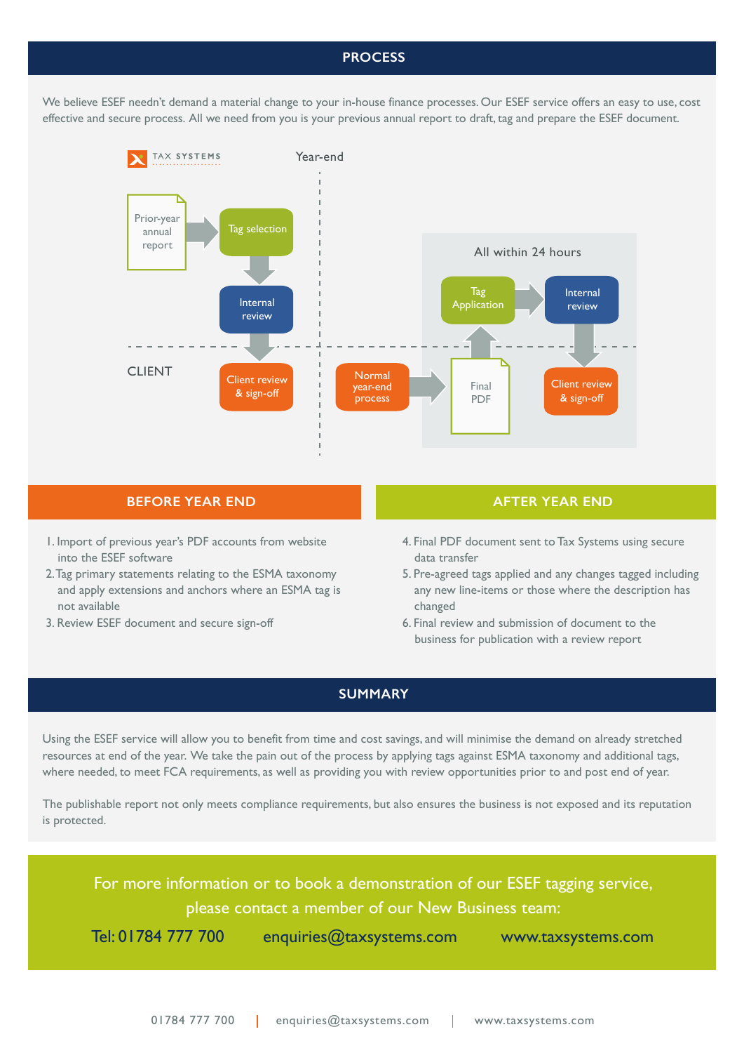## PROCESS

We believe ESEF needn't demand a material change to your in-house finance processes. Our ESEF service offers an easy to use, cost effective and secure process. All we need from you is your previous annual report to draft, tag and prepare the ESEF document.

TAX SYSTEMS

Year-end

Prior-year annual report

Tag selection

Internal review

CLIENT

Client review & sign-off

All within 24 hours

Tag Application

Internal review

Normal year-end process

Final PDF

Client review & sign-off

## BEFORE YEAR END

1. Import of previous year's PDF accounts from website into the ESEF software
2. Tag primary statements relating to the ESMA taxonomy and apply extensions and anchors where an ESMA tag is not available
3. Review ESEF document and secure sign-off

## AFTER YEAR END

4. Final PDF document sent to Tax Systems using secure data transfer
5. Pre-agreed tags applied and any changes tagged including any new line-items or those where the description has changed
6. Final review and submission of document to the business for publication with a review report

## SUMMARY

Using the ESEF service will allow you to benefit from time and cost savings, and will minimise the demand on already stretched resources at end of the year. We take the pain out of the process by applying tags against ESMA taxonomy and additional tags, where needed, to meet FCA requirements, as well as providing you with review opportunities prior to and post end of year.

The publishable report not only meets compliance requirements, but also ensures the business is not exposed and its reputation is protected.

For more information or to book a demonstration of our ESEF tagging service, please contact a member of our New Business team:

Tel: 01784 777 700 enquiries@taxsystems.com www.taxsystems.com